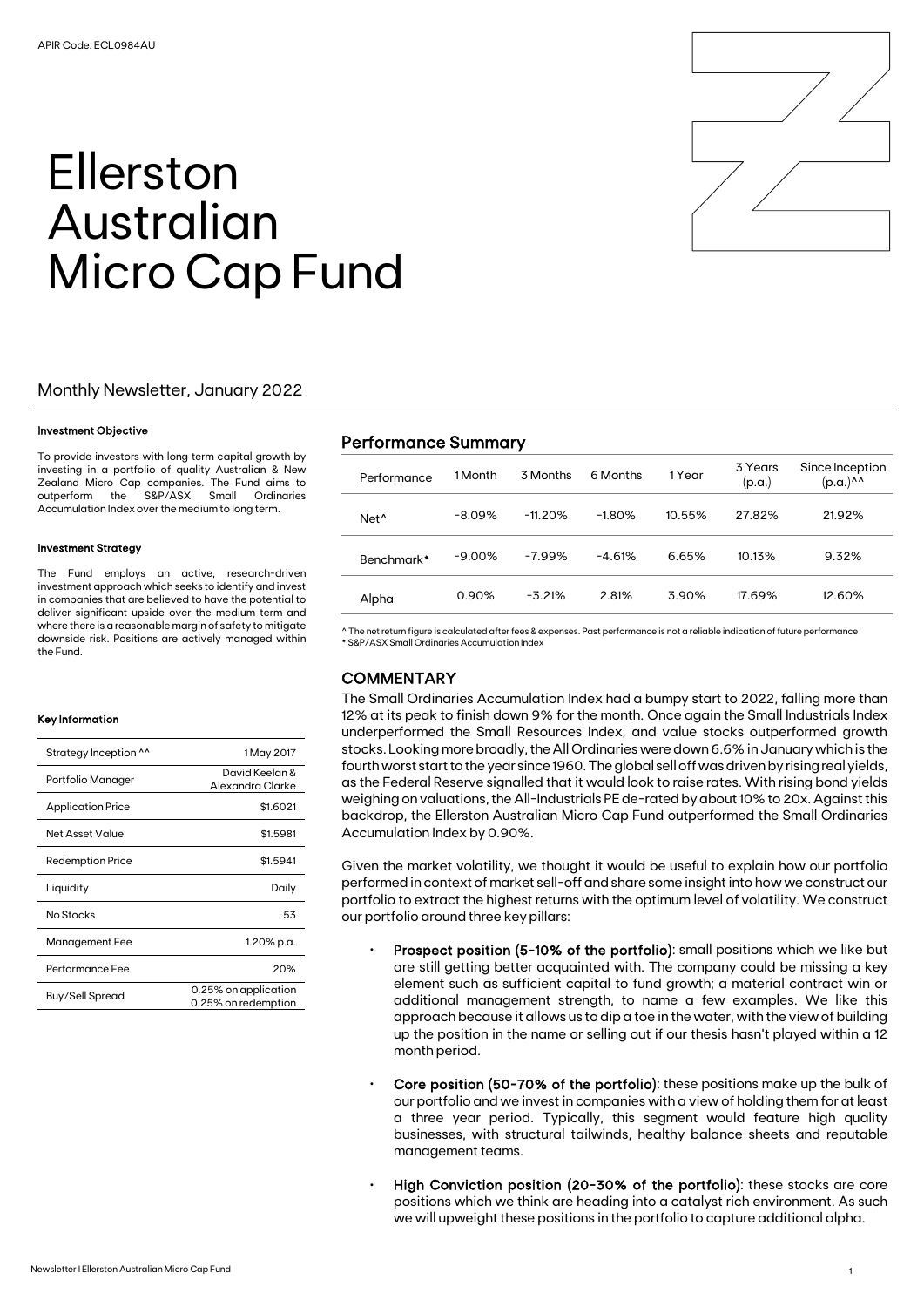APIR Code: ECL0984AU

# Ellerston Australian Micro Cap Fund

## Monthly Newsletter, January 2022

#### Investment Objective

To provide investors with long term capital growth by investing in a portfolio of quality Australian & New Zealand Micro Cap companies. The Fund aims to outperform the S&P/ASX Small Ordinaries Accumulation Index over the medium to long term.

#### Investment Strategy

The Fund employs an active, research-driven investment approach which seeks to identify and invest in companies that are believed to have the potential to deliver significant upside over the medium term and where there is a reasonable margin of safety to mitigate downside risk. Positions are actively managed within the Fund.

#### Key Information

| | |
|---|---|
| Strategy Inception ^^ | 1 May 2017 |
| Portfolio Manager | David Keelan & Alexandra Clarke |
| Application Price | $1.6021 |
| Net Asset Value | $1.5981 |
| Redemption Price | $1.5941 |
| Liquidity | Daily |
| No Stocks | 53 |
| Management Fee | 1.20% p.a. |
| Performance Fee | 20% |
| Buy/Sell Spread | 0.25% on application 0.25% on redemption |

## Performance Summary

| Performance | 1 Month | 3 Months | 6 Months | 1 Year | 3 Years (p.a.) | Since Inception (p.a.)^^ |
|---|---|---|---|---|---|---|
| Net^ | -8.09% | -11.20% | -1.80% | 10.55% | 27.82% | 21.92% |
| Benchmark* | -9.00% | -7.99% | -4.61% | 6.65% | 10.13% | 9.32% |
| Alpha | 0.90% | -3.21% | 2.81% | 3.90% | 17.69% | 12.60% |

^ The net return figure is calculated after fees & expenses. Past performance is not a reliable indication of future performance
* S&P/ASX Small Ordinaries Accumulation Index

## COMMENTARY

The Small Ordinaries Accumulation Index had a bumpy start to 2022, falling more than 12% at its peak to finish down 9% for the month. Once again the Small Industrials Index underperformed the Small Resources Index, and value stocks outperformed growth stocks. Looking more broadly, the All Ordinaries were down 6.6% in January which is the fourth worst start to the year since 1960. The global sell off was driven by rising real yields, as the Federal Reserve signalled that it would look to raise rates. With rising bond yields weighing on valuations, the All-Industrials PE de-rated by about 10% to 20x. Against this backdrop, the Ellerston Australian Micro Cap Fund outperformed the Small Ordinaries Accumulation Index by 0.90%.

Given the market volatility, we thought it would be useful to explain how our portfolio performed in context of market sell-off and share some insight into how we construct our portfolio to extract the highest returns with the optimum level of volatility. We construct our portfolio around three key pillars:

- **Prospect position (5-10% of the portfolio)**: small positions which we like but are still getting better acquainted with. The company could be missing a key element such as sufficient capital to fund growth; a material contract win or additional management strength, to name a few examples. We like this approach because it allows us to dip a toe in the water, with the view of building up the position in the name or selling out if our thesis hasn't played within a 12 month period.
- **Core position (50-70% of the portfolio)**: these positions make up the bulk of our portfolio and we invest in companies with a view of holding them for at least a three year period. Typically, this segment would feature high quality businesses, with structural tailwinds, healthy balance sheets and reputable management teams.
- **High Conviction position (20-30% of the portfolio)**: these stocks are core positions which we think are heading into a catalyst rich environment. As such we will upweight these positions in the portfolio to capture additional alpha.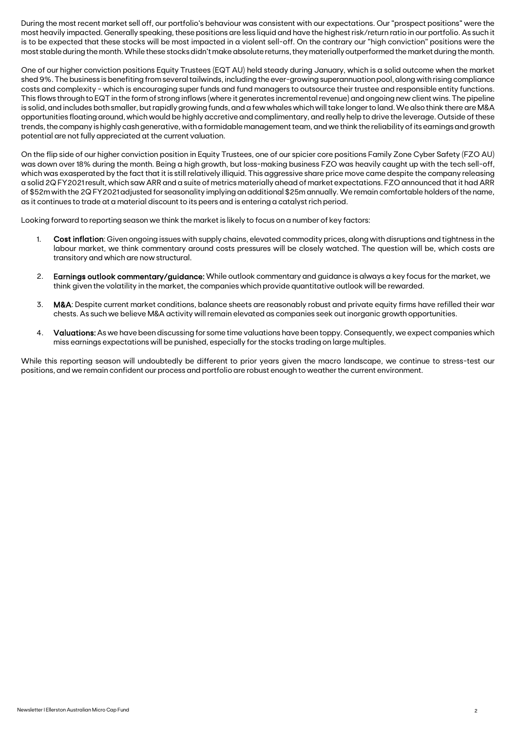During the most recent market sell off, our portfolio's behaviour was consistent with our expectations. Our "prospect positions" were the most heavily impacted. Generally speaking, these positions are less liquid and have the highest risk/return ratio in our portfolio. As such it is to be expected that these stocks will be most impacted in a violent sell-off. On the contrary our "high conviction" positions were the most stable during the month. While these stocks didn't make absolute returns, they materially outperformed the market during the month.

One of our higher conviction positions Equity Trustees (EQT AU) held steady during January, which is a solid outcome when the market shed 9%. The business is benefiting from several tailwinds, including the ever-growing superannuation pool, along with rising compliance costs and complexity - which is encouraging super funds and fund managers to outsource their trustee and responsible entity functions. This flows through to EQT in the form of strong inflows (where it generates incremental revenue) and ongoing new client wins. The pipeline is solid, and includes both smaller, but rapidly growing funds, and a few whales which will take longer to land. We also think there are M&A opportunities floating around, which would be highly accretive and complimentary, and really help to drive the leverage. Outside of these trends, the company is highly cash generative, with a formidable management team, and we think the reliability of its earnings and growth potential are not fully appreciated at the current valuation.

On the flip side of our higher conviction position in Equity Trustees, one of our spicier core positions Family Zone Cyber Safety (FZO AU) was down over 18% during the month. Being a high growth, but loss-making business FZO was heavily caught up with the tech sell-off, which was exasperated by the fact that it is still relatively illiquid. This aggressive share price move came despite the company releasing a solid 2Q FY2021 result, which saw ARR and a suite of metrics materially ahead of market expectations. FZO announced that it had ARR of $52m with the 2Q FY2021 adjusted for seasonality implying an additional $25m annually. We remain comfortable holders of the name, as it continues to trade at a material discount to its peers and is entering a catalyst rich period.

Looking forward to reporting season we think the market is likely to focus on a number of key factors:

1. **Cost inflation**: Given ongoing issues with supply chains, elevated commodity prices, along with disruptions and tightness in the labour market, we think commentary around costs pressures will be closely watched. The question will be, which costs are transitory and which are now structural.

2. **Earnings outlook commentary/guidance:** While outlook commentary and guidance is always a key focus for the market, we think given the volatility in the market, the companies which provide quantitative outlook will be rewarded.

3. **M&A**: Despite current market conditions, balance sheets are reasonably robust and private equity firms have refilled their war chests. As such we believe M&A activity will remain elevated as companies seek out inorganic growth opportunities.

4. **Valuations:** As we have been discussing for some time valuations have been toppy. Consequently, we expect companies which miss earnings expectations will be punished, especially for the stocks trading on large multiples.

While this reporting season will undoubtedly be different to prior years given the macro landscape, we continue to stress-test our positions, and we remain confident our process and portfolio are robust enough to weather the current environment.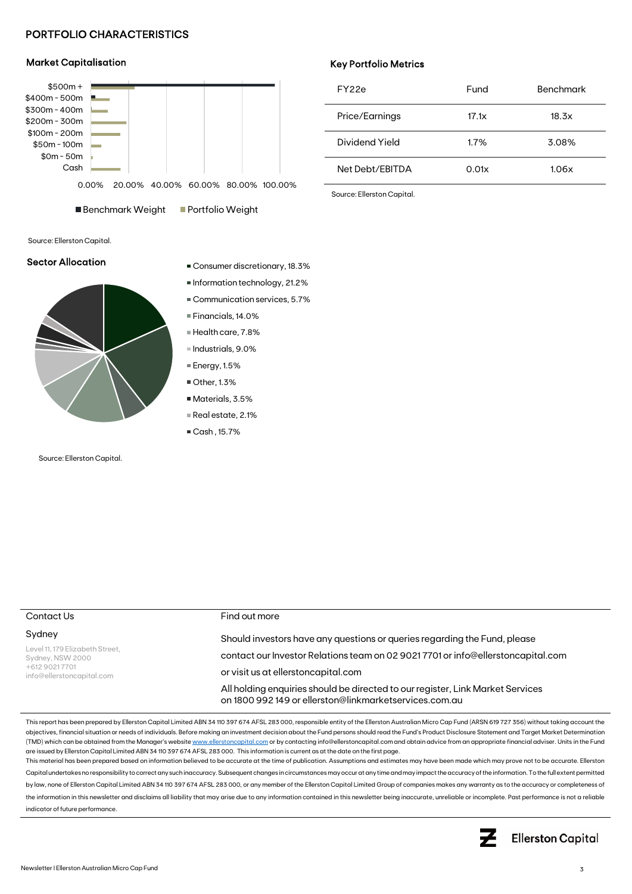## PORTFOLIO CHARACTERISTICS

### Market Capitalisation

$500m +
$400m - 500m
$300m - 400m
$200m - 300m
$100m - 200m
$50m - 100m
$0m - 50m
Cash

0.00% 20.00% 40.00% 60.00% 80.00% 100.00%

Benchmark Weight
Portfolio Weight

Source: Ellerston Capital.

### Key Portfolio Metrics

| FY22e | Fund | Benchmark |
|---|---|---|
| Price/Earnings | 17.1x | 18.3x |
| Dividend Yield | 1.7% | 3.08% |
| Net Debt/EBITDA | 0.01x | 1.06x |

Source: Ellerston Capital.

### Sector Allocation

Consumer discretionary, 18.3%
Information technology, 21.2%
Communication services, 5.7%
Financials, 14.0%
Health care, 7.8%
Industrials, 9.0%
Energy, 1.5%
Other, 1.3%
Materials, 3.5%
Real estate, 2.1%
Cash , 15.7%

Source: Ellerston Capital.

**Contact Us**

**Sydney**

Level 11, 179 Elizabeth Street,
Sydney, NSW 2000
+612 9021 7701
info@ellerstoncapital.com

**Find out more**

Should investors have any questions or queries regarding the Fund, please contact our Investor Relations team on 02 9021 7701 or info@ellerstoncapital.com or visit us at ellerstoncapital.com

All holding enquiries should be directed to our register, Link Market Services on 1800 992 149 or ellerston@linkmarketservices.com.au

This report has been prepared by Ellerston Capital Limited ABN 34 110 397 674 AFSL 283 000, responsible entity of the Ellerston Australian Micro Cap Fund (ARSN 619 727 356) without taking account the objectives, financial situation or needs of individuals. Before making an investment decision about the Fund persons should read the Fund's Product Disclosure Statement and Target Market Determination (TMD) which can be obtained from the Manager's website www.ellerstoncapital.com or by contacting info@ellerstoncapital.com and obtain advice from an appropriate financial adviser. Units in the Fund are issued by Ellerston Capital Limited ABN 34 110 397 674 AFSL 283 000. This information is current as at the date on the first page.

This material has been prepared based on information believed to be accurate at the time of publication. Assumptions and estimates may have been made which may prove not to be accurate. Ellerston Capital undertakes no responsibility to correct any such inaccuracy. Subsequent changes in circumstances may occur at any time and may impact the accuracy of the information. To the full extent permitted by law, none of Ellerston Capital Limited ABN 34 110 397 674 AFSL 283 000, or any member of the Ellerston Capital Limited Group of companies makes any warranty as to the accuracy or completeness of the information in this newsletter and disclaims all liability that may arise due to any information contained in this newsletter being inaccurate, unreliable or incomplete. Past performance is not a reliable indicator of future performance.

Ellerston Capital